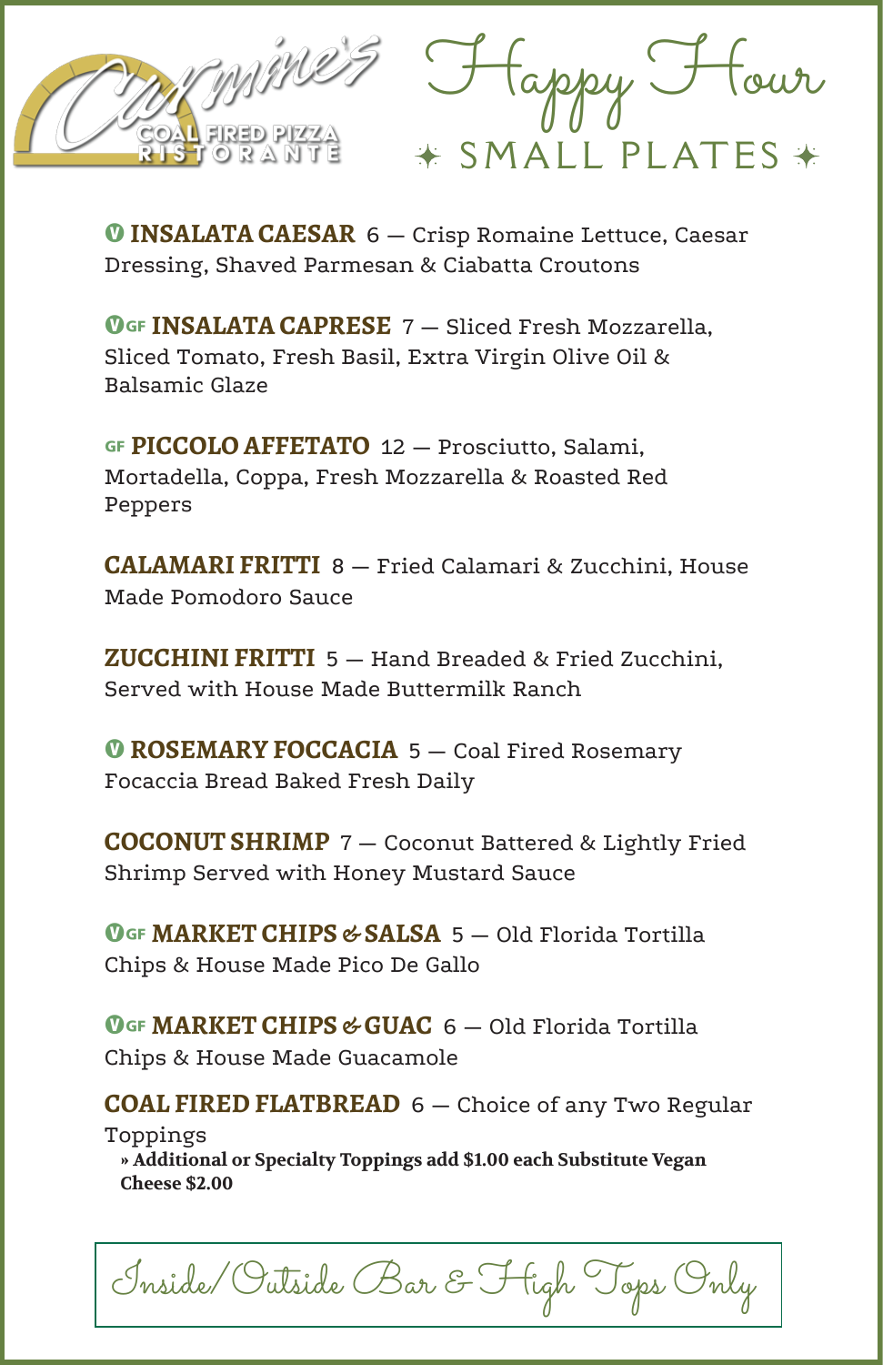Carmine's COAL FIRED PIZZA RISTORANTE

# Happy Hour

## ✦ SMALL PLATES ✦

V **INSALATA CAESAR** 6 — Crisp Romaine Lettuce, Caesar Dressing, Shaved Parmesan & Ciabatta Croutons

V GF **INSALATA CAPRESE** 7 — Sliced Fresh Mozzarella, Sliced Tomato, Fresh Basil, Extra Virgin Olive Oil & Balsamic Glaze

GF **PICCOLO AFFETATO** 12 — Prosciutto, Salami, Mortadella, Coppa, Fresh Mozzarella & Roasted Red Peppers

**CALAMARI FRITTI** 8 — Fried Calamari & Zucchini, House Made Pomodoro Sauce

**ZUCCHINI FRITTI** 5 — Hand Breaded & Fried Zucchini, Served with House Made Buttermilk Ranch

V **ROSEMARY FOCCACIA** 5 — Coal Fired Rosemary Focaccia Bread Baked Fresh Daily

**COCONUT SHRIMP** 7 — Coconut Battered & Lightly Fried Shrimp Served with Honey Mustard Sauce

V GF **MARKET CHIPS & SALSA** 5 — Old Florida Tortilla Chips & House Made Pico De Gallo

V GF **MARKET CHIPS & GUAC** 6 — Old Florida Tortilla Chips & House Made Guacamole

**COAL FIRED FLATBREAD** 6 — Choice of any Two Regular Toppings

**» Additional or Specialty Toppings add $1.00 each Substitute Vegan Cheese $2.00**

*Inside/Outside Bar & High Tops Only*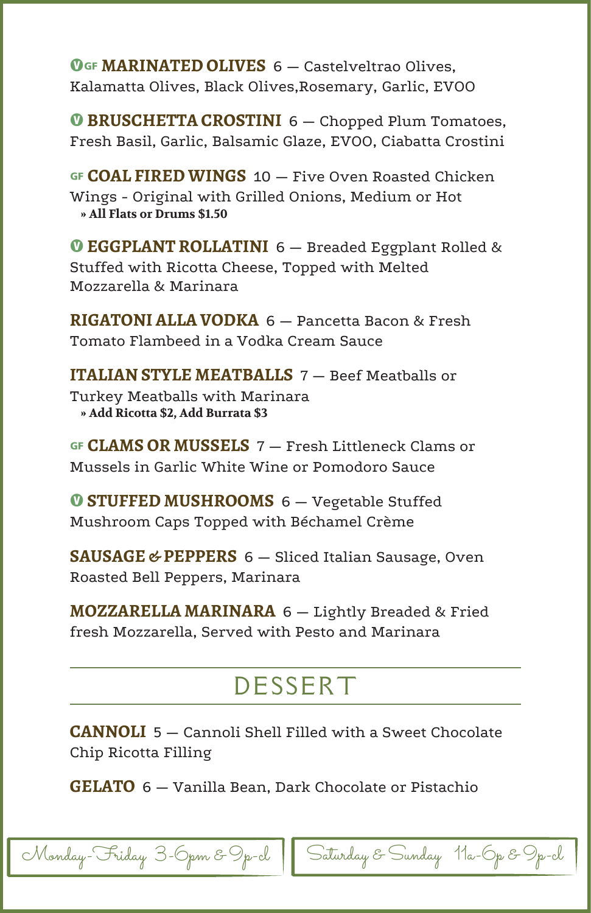**V GF MARINATED OLIVES** 6 — Castelveltrao Olives, Kalamatta Olives, Black Olives,Rosemary, Garlic, EVOO

**V BRUSCHETTA CROSTINI** 6 — Chopped Plum Tomatoes, Fresh Basil, Garlic, Balsamic Glaze, EVOO, Ciabatta Crostini

**GF COAL FIRED WINGS** 10 — Five Oven Roasted Chicken Wings - Original with Grilled Onions, Medium or Hot
**» All Flats or Drums $1.50**

**V EGGPLANT ROLLATINI** 6 — Breaded Eggplant Rolled & Stuffed with Ricotta Cheese, Topped with Melted Mozzarella & Marinara

**RIGATONI ALLA VODKA** 6 — Pancetta Bacon & Fresh Tomato Flambeed in a Vodka Cream Sauce

**ITALIAN STYLE MEATBALLS** 7 — Beef Meatballs or Turkey Meatballs with Marinara
**» Add Ricotta $2, Add Burrata $3**

**GF CLAMS OR MUSSELS** 7 — Fresh Littleneck Clams or Mussels in Garlic White Wine or Pomodoro Sauce

**V STUFFED MUSHROOMS** 6 — Vegetable Stuffed Mushroom Caps Topped with Béchamel Crème

**SAUSAGE & PEPPERS** 6 — Sliced Italian Sausage, Oven Roasted Bell Peppers, Marinara

**MOZZARELLA MARINARA** 6 — Lightly Breaded & Fried fresh Mozzarella, Served with Pesto and Marinara

## DESSERT

**CANNOLI** 5 — Cannoli Shell Filled with a Sweet Chocolate Chip Ricotta Filling

**GELATO** 6 — Vanilla Bean, Dark Chocolate or Pistachio

Monday-Friday 3-6pm & 9p-cl

Saturday & Sunday 11a-6p & 9p-cl